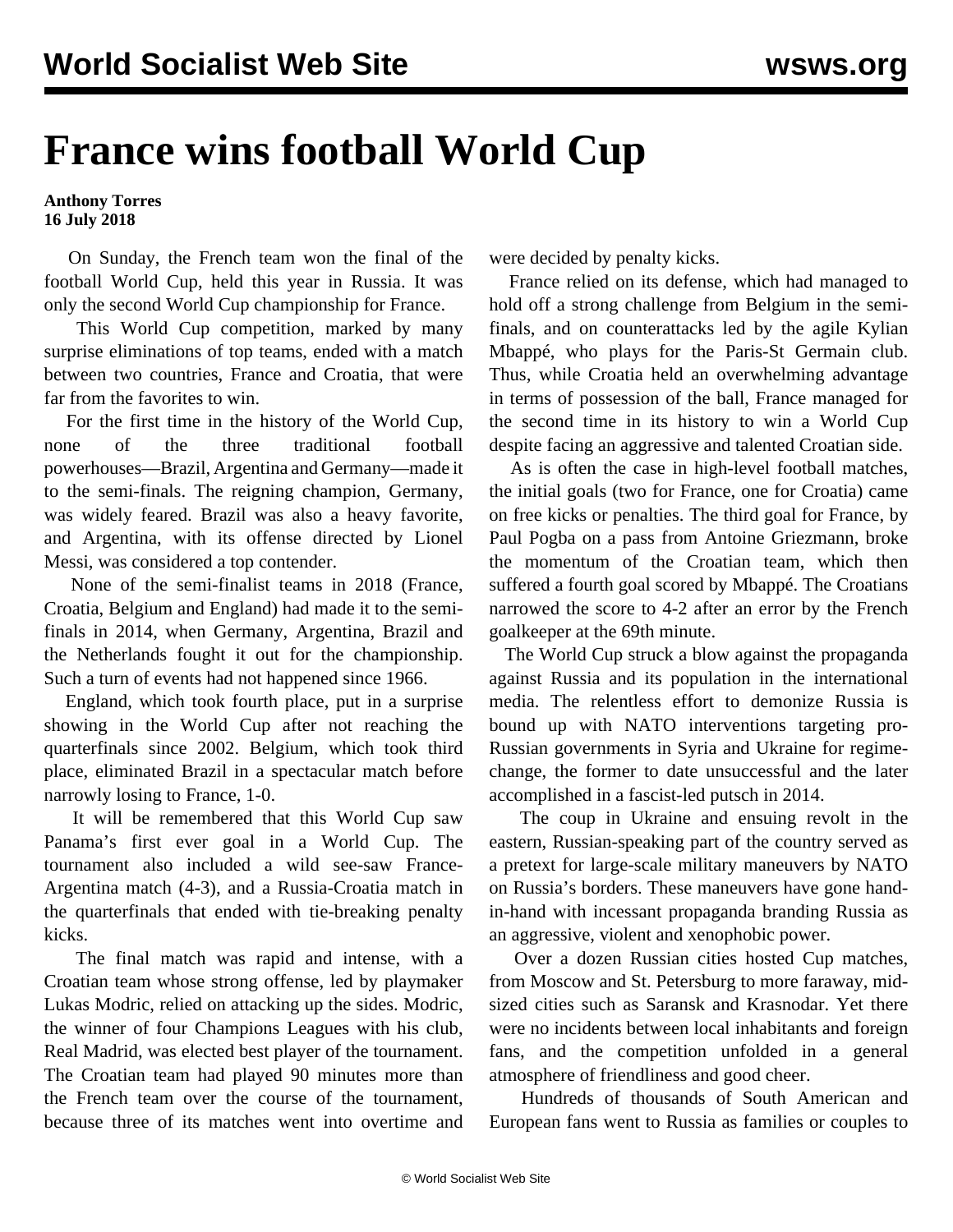# France wins football World Cup

**Anthony Torres**
**16 July 2018**

On Sunday, the French team won the final of the football World Cup, held this year in Russia. It was only the second World Cup championship for France.

This World Cup competition, marked by many surprise eliminations of top teams, ended with a match between two countries, France and Croatia, that were far from the favorites to win.

For the first time in the history of the World Cup, none of the three traditional football powerhouses—Brazil, Argentina and Germany—made it to the semi-finals. The reigning champion, Germany, was widely feared. Brazil was also a heavy favorite, and Argentina, with its offense directed by Lionel Messi, was considered a top contender.

None of the semi-finalist teams in 2018 (France, Croatia, Belgium and England) had made it to the semi-finals in 2014, when Germany, Argentina, Brazil and the Netherlands fought it out for the championship. Such a turn of events had not happened since 1966.

England, which took fourth place, put in a surprise showing in the World Cup after not reaching the quarterfinals since 2002. Belgium, which took third place, eliminated Brazil in a spectacular match before narrowly losing to France, 1-0.

It will be remembered that this World Cup saw Panama's first ever goal in a World Cup. The tournament also included a wild see-saw France-Argentina match (4-3), and a Russia-Croatia match in the quarterfinals that ended with tie-breaking penalty kicks.

The final match was rapid and intense, with a Croatian team whose strong offense, led by playmaker Lukas Modric, relied on attacking up the sides. Modric, the winner of four Champions Leagues with his club, Real Madrid, was elected best player of the tournament. The Croatian team had played 90 minutes more than the French team over the course of the tournament, because three of its matches went into overtime and were decided by penalty kicks.

France relied on its defense, which had managed to hold off a strong challenge from Belgium in the semi-finals, and on counterattacks led by the agile Kylian Mbappé, who plays for the Paris-St Germain club. Thus, while Croatia held an overwhelming advantage in terms of possession of the ball, France managed for the second time in its history to win a World Cup despite facing an aggressive and talented Croatian side.

As is often the case in high-level football matches, the initial goals (two for France, one for Croatia) came on free kicks or penalties. The third goal for France, by Paul Pogba on a pass from Antoine Griezmann, broke the momentum of the Croatian team, which then suffered a fourth goal scored by Mbappé. The Croatians narrowed the score to 4-2 after an error by the French goalkeeper at the 69th minute.

The World Cup struck a blow against the propaganda against Russia and its population in the international media. The relentless effort to demonize Russia is bound up with NATO interventions targeting pro-Russian governments in Syria and Ukraine for regime-change, the former to date unsuccessful and the later accomplished in a fascist-led putsch in 2014.

The coup in Ukraine and ensuing revolt in the eastern, Russian-speaking part of the country served as a pretext for large-scale military maneuvers by NATO on Russia's borders. These maneuvers have gone hand-in-hand with incessant propaganda branding Russia as an aggressive, violent and xenophobic power.

Over a dozen Russian cities hosted Cup matches, from Moscow and St. Petersburg to more faraway, mid-sized cities such as Saransk and Krasnodar. Yet there were no incidents between local inhabitants and foreign fans, and the competition unfolded in a general atmosphere of friendliness and good cheer.

Hundreds of thousands of South American and European fans went to Russia as families or couples to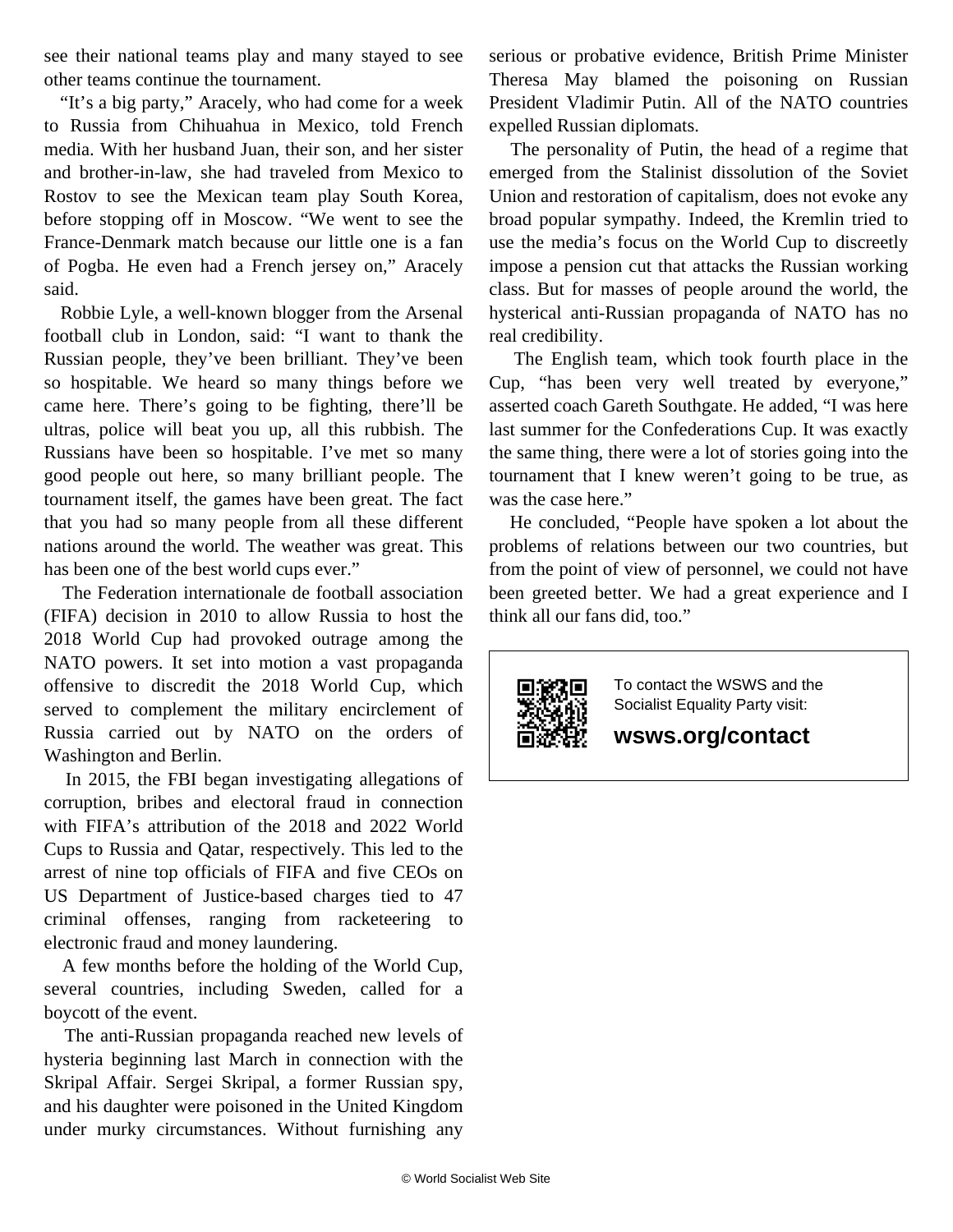see their national teams play and many stayed to see other teams continue the tournament.

"It's a big party," Aracely, who had come for a week to Russia from Chihuahua in Mexico, told French media. With her husband Juan, their son, and her sister and brother-in-law, she had traveled from Mexico to Rostov to see the Mexican team play South Korea, before stopping off in Moscow. "We went to see the France-Denmark match because our little one is a fan of Pogba. He even had a French jersey on," Aracely said.

Robbie Lyle, a well-known blogger from the Arsenal football club in London, said: "I want to thank the Russian people, they've been brilliant. They've been so hospitable. We heard so many things before we came here. There's going to be fighting, there'll be ultras, police will beat you up, all this rubbish. The Russians have been so hospitable. I've met so many good people out here, so many brilliant people. The tournament itself, the games have been great. The fact that you had so many people from all these different nations around the world. The weather was great. This has been one of the best world cups ever."

The Federation internationale de football association (FIFA) decision in 2010 to allow Russia to host the 2018 World Cup had provoked outrage among the NATO powers. It set into motion a vast propaganda offensive to discredit the 2018 World Cup, which served to complement the military encirclement of Russia carried out by NATO on the orders of Washington and Berlin.

In 2015, the FBI began investigating allegations of corruption, bribes and electoral fraud in connection with FIFA's attribution of the 2018 and 2022 World Cups to Russia and Qatar, respectively. This led to the arrest of nine top officials of FIFA and five CEOs on US Department of Justice-based charges tied to 47 criminal offenses, ranging from racketeering to electronic fraud and money laundering.

A few months before the holding of the World Cup, several countries, including Sweden, called for a boycott of the event.

The anti-Russian propaganda reached new levels of hysteria beginning last March in connection with the Skripal Affair. Sergei Skripal, a former Russian spy, and his daughter were poisoned in the United Kingdom under murky circumstances. Without furnishing any serious or probative evidence, British Prime Minister Theresa May blamed the poisoning on Russian President Vladimir Putin. All of the NATO countries expelled Russian diplomats.

The personality of Putin, the head of a regime that emerged from the Stalinist dissolution of the Soviet Union and restoration of capitalism, does not evoke any broad popular sympathy. Indeed, the Kremlin tried to use the media's focus on the World Cup to discreetly impose a pension cut that attacks the Russian working class. But for masses of people around the world, the hysterical anti-Russian propaganda of NATO has no real credibility.

The English team, which took fourth place in the Cup, "has been very well treated by everyone," asserted coach Gareth Southgate. He added, "I was here last summer for the Confederations Cup. It was exactly the same thing, there were a lot of stories going into the tournament that I knew weren't going to be true, as was the case here."

He concluded, "People have spoken a lot about the problems of relations between our two countries, but from the point of view of personnel, we could not have been greeted better. We had a great experience and I think all our fans did, too."

To contact the WSWS and the Socialist Equality Party visit:

**wsws.org/contact**